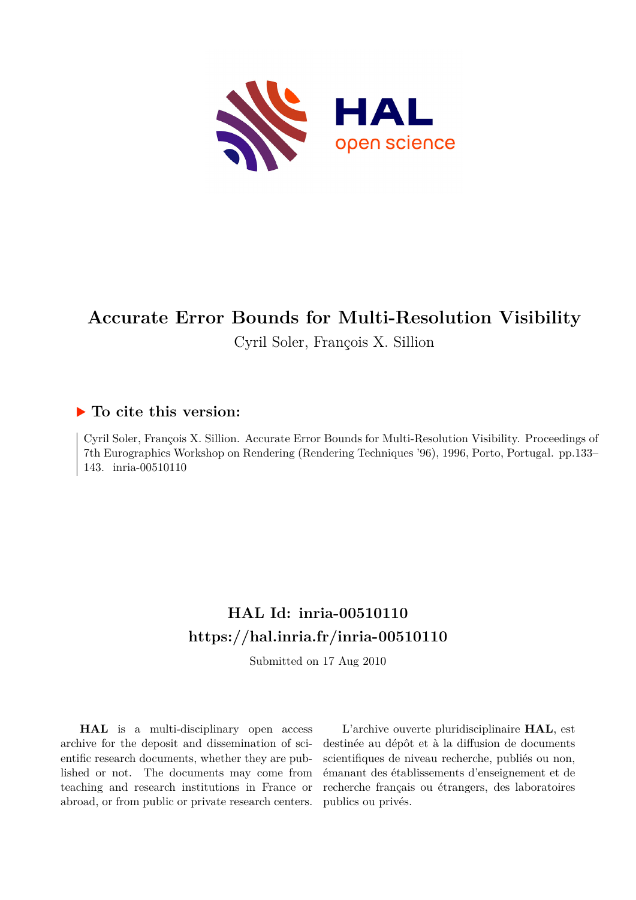# Accurate Error Bounds for Multi-Resolution Visibility

Cyril Soler, François X. Sillion

## ▶ To cite this version:

Cyril Soler, François X. Sillion. Accurate Error Bounds for Multi-Resolution Visibility. Proceedings of 7th Eurographics Workshop on Rendering (Rendering Techniques '96), 1996, Porto, Portugal. pp.133–143. inria-00510110

## HAL Id: inria-00510110

## https://hal.inria.fr/inria-00510110

Submitted on 17 Aug 2010

**HAL** is a multi-disciplinary open access archive for the deposit and dissemination of scientific research documents, whether they are published or not. The documents may come from teaching and research institutions in France or abroad, or from public or private research centers.

L'archive ouverte pluridisciplinaire **HAL**, est destinée au dépôt et à la diffusion de documents scientifiques de niveau recherche, publiés ou non, émanant des établissements d'enseignement et de recherche français ou étrangers, des laboratoires publics ou privés.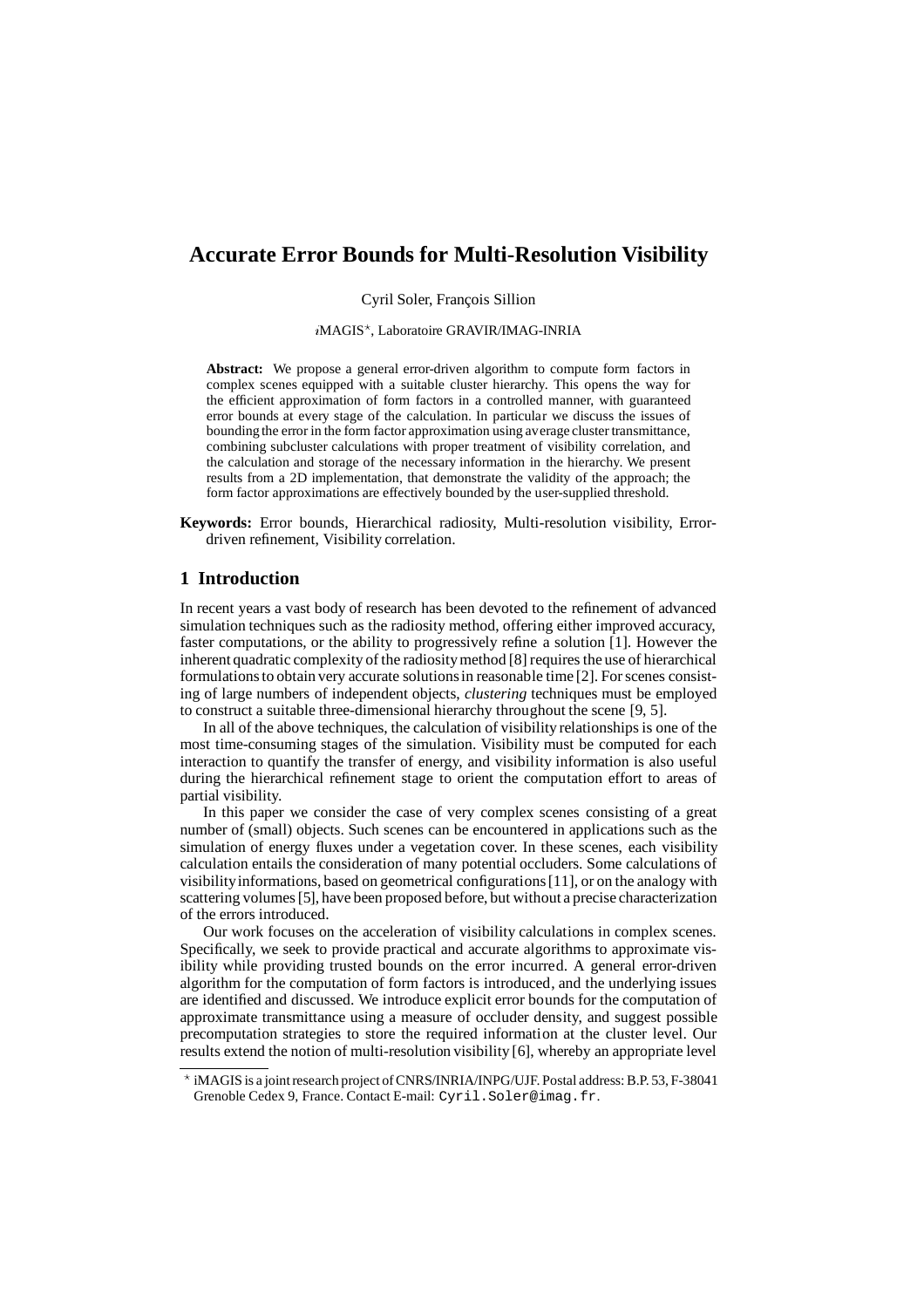# Accurate Error Bounds for Multi-Resolution Visibility

Cyril Soler, François Sillion

*i*MAGIS*, Laboratoire GRAVIR/IMAG-INRIA

**Abstract:** We propose a general error-driven algorithm to compute form factors in complex scenes equipped with a suitable cluster hierarchy. This opens the way for the efficient approximation of form factors in a controlled manner, with guaranteed error bounds at every stage of the calculation. In particular we discuss the issues of bounding the error in the form factor approximation using average cluster transmittance, combining subcluster calculations with proper treatment of visibility correlation, and the calculation and storage of the necessary information in the hierarchy. We present results from a 2D implementation, that demonstrate the validity of the approach; the form factor approximations are effectively bounded by the user-supplied threshold.

**Keywords:** Error bounds, Hierarchical radiosity, Multi-resolution visibility, Error-driven refinement, Visibility correlation.

## 1 Introduction

In recent years a vast body of research has been devoted to the refinement of advanced simulation techniques such as the radiosity method, offering either improved accuracy, faster computations, or the ability to progressively refine a solution [1]. However the inherent quadratic complexity of the radiosity method [8] requires the use of hierarchical formulations to obtain very accurate solutions in reasonable time [2]. For scenes consisting of large numbers of independent objects, *clustering* techniques must be employed to construct a suitable three-dimensional hierarchy throughout the scene [9, 5].

In all of the above techniques, the calculation of visibility relationships is one of the most time-consuming stages of the simulation. Visibility must be computed for each interaction to quantify the transfer of energy, and visibility information is also useful during the hierarchical refinement stage to orient the computation effort to areas of partial visibility.

In this paper we consider the case of very complex scenes consisting of a great number of (small) objects. Such scenes can be encountered in applications such as the simulation of energy fluxes under a vegetation cover. In these scenes, each visibility calculation entails the consideration of many potential occluders. Some calculations of visibility informations, based on geometrical configurations [11], or on the analogy with scattering volumes [5], have been proposed before, but without a precise characterization of the errors introduced.

Our work focuses on the acceleration of visibility calculations in complex scenes. Specifically, we seek to provide practical and accurate algorithms to approximate visibility while providing trusted bounds on the error incurred. A general error-driven algorithm for the computation of form factors is introduced, and the underlying issues are identified and discussed. We introduce explicit error bounds for the computation of approximate transmittance using a measure of occluder density, and suggest possible precomputation strategies to store the required information at the cluster level. Our results extend the notion of multi-resolution visibility [6], whereby an appropriate level

* iMAGIS is a joint research project of CNRS/INRIA/INPG/UJF. Postal address: B.P. 53, F-38041 Grenoble Cedex 9, France. Contact E-mail: `Cyril.Soler@imag.fr`.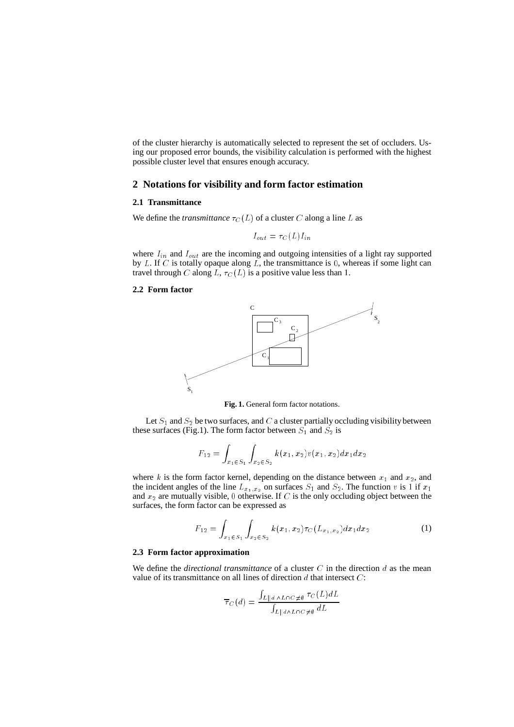of the cluster hierarchy is automatically selected to represent the set of occluders. Using our proposed error bounds, the visibility calculation is performed with the highest possible cluster level that ensures enough accuracy.

## 2 Notations for visibility and form factor estimation

### 2.1 Transmittance

We define the *transmittance* $\tau_C(L)$ of a cluster $C$ along a line $L$ as

$$I_{out} = \tau_C(L) I_{in}$$

where $I_{in}$ and $I_{out}$ are the incoming and outgoing intensities of a light ray supported by $L$. If $C$ is totally opaque along $L$, the transmittance is $0$, whereas if some light can travel through $C$ along $L$, $\tau_C(L)$ is a positive value less than 1.

### 2.2 Form factor

**Fig. 1.** General form factor notations.

Let $S_1$ and $S_2$ be two surfaces, and $C$ a cluster partially occluding visibility between these surfaces (Fig.1). The form factor between $S_1$ and $S_2$ is

$$F_{12} = \int_{x_1 \in S_1} \int_{x_2 \in S_2} k(x_1, x_2) v(x_1, x_2) dx_1 dx_2$$

where $k$ is the form factor kernel, depending on the distance between $x_1$ and $x_2$, and the incident angles of the line $L_{x_1,x_2}$ on surfaces $S_1$ and $S_2$. The function $v$ is 1 if $x_1$ and $x_2$ are mutually visible, $0$ otherwise. If $C$ is the only occluding object between the surfaces, the form factor can be expressed as

$$F_{12} = \int_{x_1 \in S_1} \int_{x_2 \in S_2} k(x_1, x_2) \tau_C(L_{x_1,x_2}) dx_1 dx_2 \tag{1}$$

### 2.3 Form factor approximation

We define the *directional transmittance* of a cluster $C$ in the direction $d$ as the mean value of its transmittance on all lines of direction $d$ that intersect $C$:

$$\overline{\tau}_C(d) = \frac{\int_{L \| d \wedge L \cap C \neq \emptyset} \tau_C(L) dL}{\int_{L \| d \wedge L \cap C \neq \emptyset} dL}$$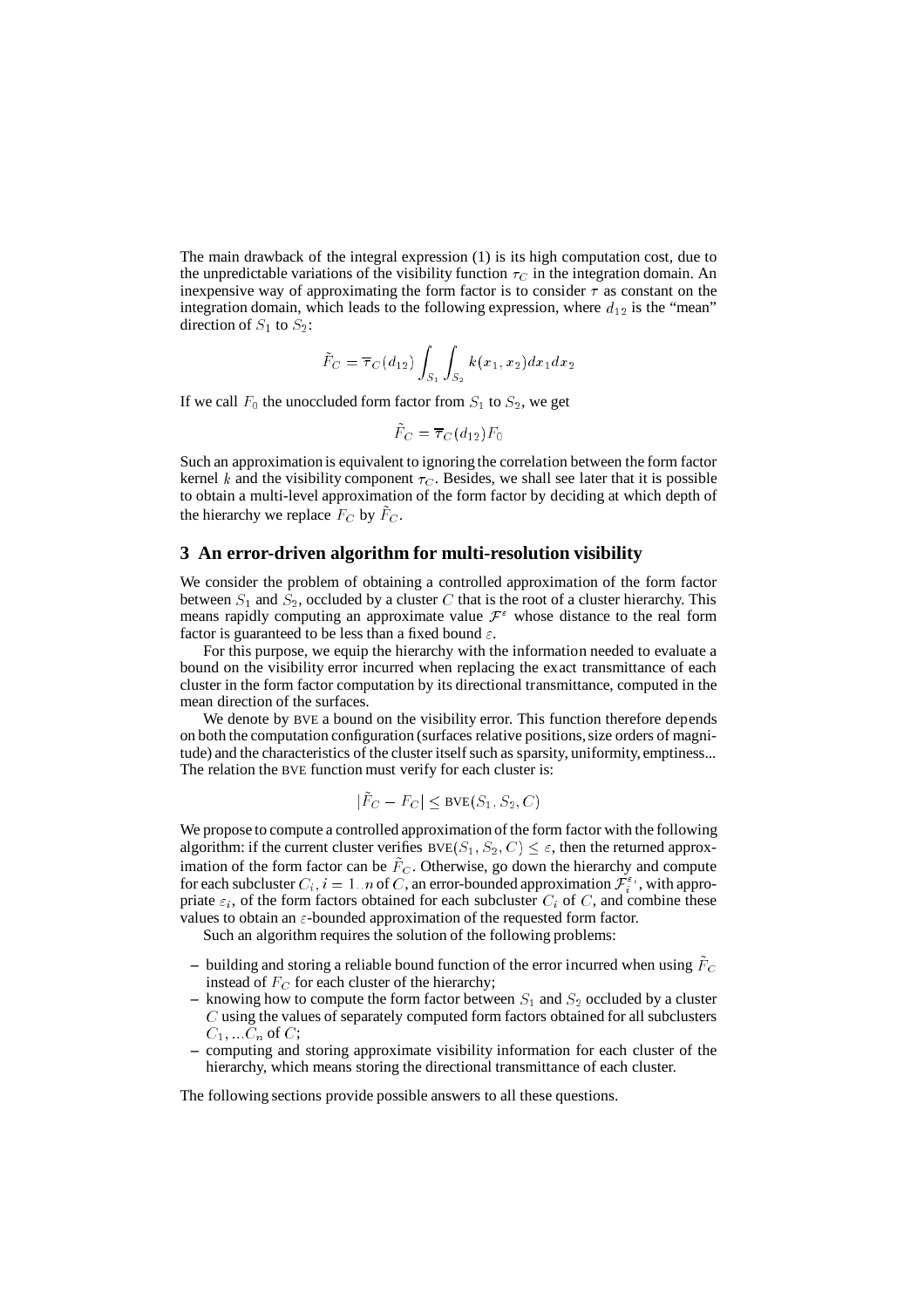The main drawback of the integral expression (1) is its high computation cost, due to the unpredictable variations of the visibility function $\tau_C$ in the integration domain. An inexpensive way of approximating the form factor is to consider $\tau$ as constant on the integration domain, which leads to the following expression, where $d_{12}$ is the "mean" direction of $S_1$ to $S_2$:

$$\tilde{F}_C = \overline{\tau}_C(d_{12}) \int_{S_1} \int_{S_2} k(x_1, x_2) dx_1 dx_2$$

If we call $F_0$ the unoccluded form factor from $S_1$ to $S_2$, we get

$$\tilde{F}_C = \overline{\tau}_C(d_{12}) F_0$$

Such an approximation is equivalent to ignoring the correlation between the form factor kernel $k$ and the visibility component $\tau_C$. Besides, we shall see later that it is possible to obtain a multi-level approximation of the form factor by deciding at which depth of the hierarchy we replace $F_C$ by $\tilde{F}_C$.

## 3 An error-driven algorithm for multi-resolution visibility

We consider the problem of obtaining a controlled approximation of the form factor between $S_1$ and $S_2$, occluded by a cluster $C$ that is the root of a cluster hierarchy. This means rapidly computing an approximate value $\mathcal{F}^\varepsilon$ whose distance to the real form factor is guaranteed to be less than a fixed bound $\varepsilon$.

For this purpose, we equip the hierarchy with the information needed to evaluate a bound on the visibility error incurred when replacing the exact transmittance of each cluster in the form factor computation by its directional transmittance, computed in the mean direction of the surfaces.

We denote by BVE a bound on the visibility error. This function therefore depends on both the computation configuration (surfaces relative positions, size orders of magnitude) and the characteristics of the cluster itself such as sparsity, uniformity, emptiness... The relation the BVE function must verify for each cluster is:

$$|\tilde{F}_C - F_C| \leq \text{BVE}(S_1, S_2, C)$$

We propose to compute a controlled approximation of the form factor with the following algorithm: if the current cluster verifies $\text{BVE}(S_1, S_2, C) \leq \varepsilon$, then the returned approximation of the form factor can be $\tilde{F}_C$. Otherwise, go down the hierarchy and compute for each subcluster $C_i, i = 1..n$ of $C$, an error-bounded approximation $\mathcal{F}_i^{\varepsilon_i}$, with appropriate $\varepsilon_i$, of the form factors obtained for each subcluster $C_i$ of $C$, and combine these values to obtain an $\varepsilon$-bounded approximation of the requested form factor.

Such an algorithm requires the solution of the following problems:

- building and storing a reliable bound function of the error incurred when using $\tilde{F}_C$ instead of $F_C$ for each cluster of the hierarchy;
- knowing how to compute the form factor between $S_1$ and $S_2$ occluded by a cluster $C$ using the values of separately computed form factors obtained for all subclusters $C_1, ...C_n$ of $C$;
- computing and storing approximate visibility information for each cluster of the hierarchy, which means storing the directional transmittance of each cluster.

The following sections provide possible answers to all these questions.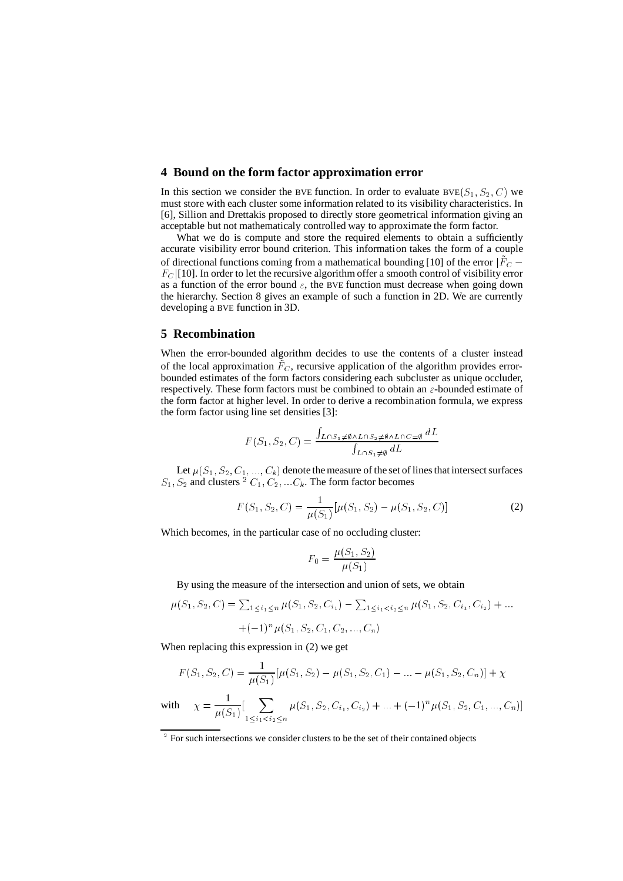## 4 Bound on the form factor approximation error

In this section we consider the BVE function. In order to evaluate $\text{BVE}(S_1, S_2, C)$ we must store with each cluster some information related to its visibility characteristics. In [6], Sillion and Drettakis proposed to directly store geometrical information giving an acceptable but not mathematicaly controlled way to approximate the form factor.

What we do is compute and store the required elements to obtain a sufficiently accurate visibility error bound criterion. This information takes the form of a couple of directional functions coming from a mathematical bounding [10] of the error $|\tilde{F}_C - F_C|$[10]. In order to let the recursive algorithm offer a smooth control of visibility error as a function of the error bound $\varepsilon$, the BVE function must decrease when going down the hierarchy. Section 8 gives an example of such a function in 2D. We are currently developing a BVE function in 3D.

## 5 Recombination

When the error-bounded algorithm decides to use the contents of a cluster instead of the local approximation $\tilde{F}_C$, recursive application of the algorithm provides error-bounded estimates of the form factors considering each subcluster as unique occluder, respectively. These form factors must be combined to obtain an $\varepsilon$-bounded estimate of the form factor at higher level. In order to derive a recombination formula, we express the form factor using line set densities [3]:

$$F(S_1, S_2, C) = \frac{\int_{L \cap S_1 \neq \emptyset \wedge L \cap S_2 \neq \emptyset \wedge L \cap C = \emptyset} dL}{\int_{L \cap S_1 \neq \emptyset} dL}$$

Let $\mu(S_1, S_2, C_1, ..., C_k)$ denote the measure of the set of lines that intersect surfaces $S_1, S_2$ and clusters [2] $C_1, C_2, ... C_k$. The form factor becomes

$$F(S_1, S_2, C) = \frac{1}{\mu(S_1)}[\mu(S_1, S_2) - \mu(S_1, S_2, C)] \tag{2}$$

Which becomes, in the particular case of no occluding cluster:

$$F_0 = \frac{\mu(S_1, S_2)}{\mu(S_1)}$$

By using the measure of the intersection and union of sets, we obtain

$$\mu(S_1, S_2, C) = \sum_{1 \leq i_1 \leq n} \mu(S_1, S_2, C_{i_1}) - \sum_{1 \leq i_1 < i_2 \leq n} \mu(S_1, S_2, C_{i_1}, C_{i_2}) + ...$$
$$+ (-1)^n \mu(S_1, S_2, C_1, C_2, ..., C_n)$$

When replacing this expression in (2) we get

$$F(S_1, S_2, C) = \frac{1}{\mu(S_1)}[\mu(S_1, S_2) - \mu(S_1, S_2, C_1) - ... - \mu(S_1, S_2, C_n)] + \chi$$

with $\quad \chi = \frac{1}{\mu(S_1)}[\sum_{1 \leq i_1 < i_2 \leq n} \mu(S_1, S_2, C_{i_1}, C_{i_2}) + ... + (-1)^n \mu(S_1, S_2, C_1, ..., C_n)]$

[2] For such intersections we consider clusters to be the set of their contained objects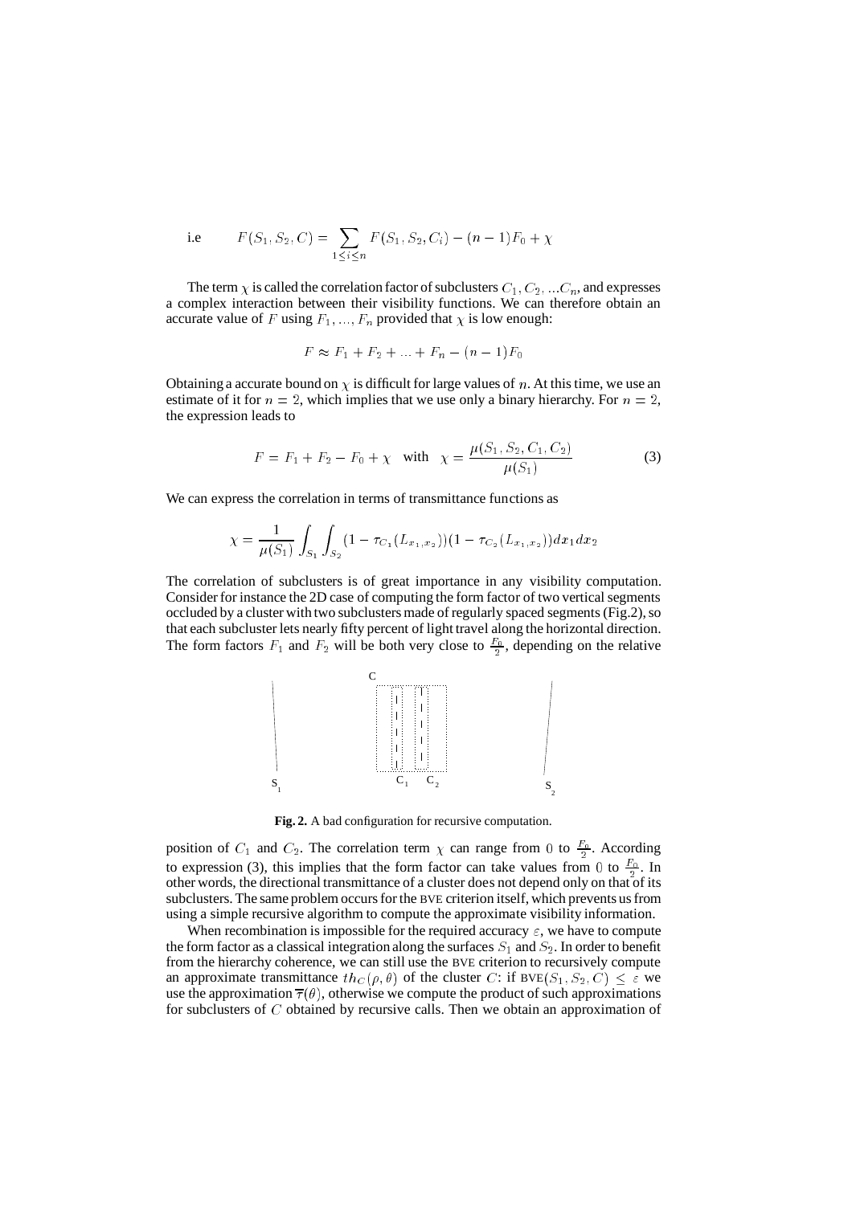i.e $$F(S_1, S_2, C) = \sum_{1 \le i \le n} F(S_1, S_2, C_i) - (n-1)F_0 + \chi$$

The term $\chi$ is called the correlation factor of subclusters $C_1, C_2, ...C_n$, and expresses a complex interaction between their visibility functions. We can therefore obtain an accurate value of $F$ using $F_1, ..., F_n$ provided that $\chi$ is low enough:

$$F \approx F_1 + F_2 + ... + F_n - (n-1)F_0$$

Obtaining a accurate bound on $\chi$ is difficult for large values of $n$. At this time, we use an estimate of it for $n = 2$, which implies that we use only a binary hierarchy. For $n = 2$, the expression leads to

$$F = F_1 + F_2 - F_0 + \chi \quad \text{with} \quad \chi = \frac{\mu(S_1, S_2, C_1, C_2)}{\mu(S_1)} \tag{3}$$

We can express the correlation in terms of transmittance functions as

$$\chi = \frac{1}{\mu(S_1)} \int_{S_1} \int_{S_2} (1 - \tau_{C_1}(L_{x_1,x_2}))(1 - \tau_{C_2}(L_{x_1,x_2})) dx_1 dx_2$$

The correlation of subclusters is of great importance in any visibility computation. Consider for instance the 2D case of computing the form factor of two vertical segments occluded by a cluster with two subclusters made of regularly spaced segments (Fig.2), so that each subcluster lets nearly fifty percent of light travel along the horizontal direction. The form factors $F_1$ and $F_2$ will be both very close to $\frac{F_0}{2}$, depending on the relative position of $C_1$ and $C_2$. The correlation term $\chi$ can range from $0$ to $\frac{F_0}{2}$. According to expression (3), this implies that the form factor can take values from $0$ to $\frac{F_0}{2}$. In other words, the directional transmittance of a cluster does not depend only on that of its subclusters. The same problem occurs for the BVE criterion itself, which prevents us from using a simple recursive algorithm to compute the approximate visibility information.

**Fig. 2.** A bad configuration for recursive computation.

When recombination is impossible for the required accuracy $\varepsilon$, we have to compute the form factor as a classical integration along the surfaces $S_1$ and $S_2$. In order to benefit from the hierarchy coherence, we can still use the BVE criterion to recursively compute an approximate transmittance $th_C(\rho, \theta)$ of the cluster $C$: if $\text{BVE}(S_1, S_2, C) \le \varepsilon$ we use the approximation $\overline{\tau}(\theta)$, otherwise we compute the product of such approximations for subclusters of $C$ obtained by recursive calls. Then we obtain an approximation of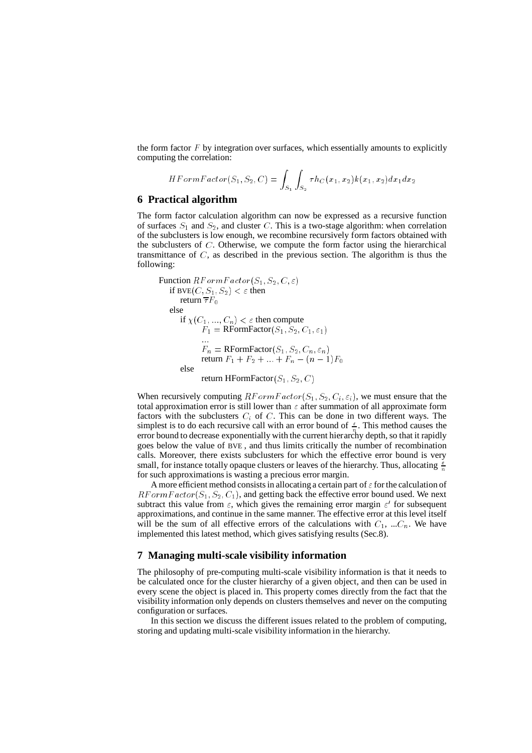the form factor $F$ by integration over surfaces, which essentially amounts to explicitly computing the correlation:

$$HFormFactor(S_1, S_2, C) = \int_{S_1}\int_{S_2} \tau h_C(x_1, x_2) k(x_1, x_2) dx_1 dx_2$$

## 6 Practical algorithm

The form factor calculation algorithm can now be expressed as a recursive function of surfaces $S_1$ and $S_2$, and cluster $C$. This is a two-stage algorithm: when correlation of the subclusters is low enough, we recombine recursively form factors obtained with the subclusters of $C$. Otherwise, we compute the form factor using the hierarchical transmittance of $C$, as described in the previous section. The algorithm is thus the following:

```
Function RFormFactor(S1, S2, C, ε)
   if BVE(C, S1, S2) < ε then
      return τ̄F0
   else
      if χ(C1, ..., Cn) < ε then compute
            F1 = RFormFactor(S1, S2, C1, ε1)
            ...
            Fn = RFormFactor(S1, S2, Cn, εn)
            return F1 + F2 + ... + Fn − (n − 1)F0
      else
            return HFormFactor(S1, S2, C)
```

When recursively computing $RFormFactor(S_1, S_2, C_i, \varepsilon_i)$, we must ensure that the total approximation error is still lower than $\varepsilon$ after summation of all approximate form factors with the subclusters $C_i$ of $C$. This can be done in two different ways. The simplest is to do each recursive call with an error bound of $\frac{\varepsilon}{n}$. This method causes the error bound to decrease exponentially with the current hierarchy depth, so that it rapidly goes below the value of BVE , and thus limits critically the number of recombination calls. Moreover, there exists subclusters for which the effective error bound is very small, for instance totally opaque clusters or leaves of the hierarchy. Thus, allocating $\frac{\varepsilon}{n}$ for such approximations is wasting a precious error margin.

A more efficient method consists in allocating a certain part of $\varepsilon$ for the calculation of $RFormFactor(S_1, S_2, C_1)$, and getting back the effective error bound used. We next subtract this value from $\varepsilon$, which gives the remaining error margin $\varepsilon'$ for subsequent approximations, and continue in the same manner. The effective error at this level itself will be the sum of all effective errors of the calculations with $C_1$, $...C_n$. We have implemented this latest method, which gives satisfying results (Sec.8).

## 7 Managing multi-scale visibility information

The philosophy of pre-computing multi-scale visibility information is that it needs to be calculated once for the cluster hierarchy of a given object, and then can be used in every scene the object is placed in. This property comes directly from the fact that the visibility information only depends on clusters themselves and never on the computing configuration or surfaces.

In this section we discuss the different issues related to the problem of computing, storing and updating multi-scale visibility information in the hierarchy.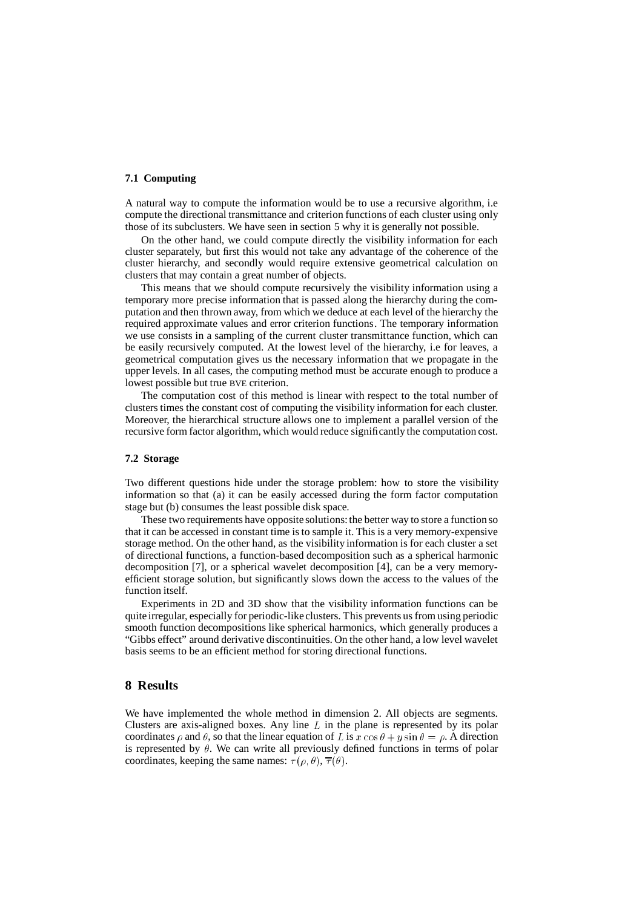### 7.1 Computing

A natural way to compute the information would be to use a recursive algorithm, i.e compute the directional transmittance and criterion functions of each cluster using only those of its subclusters. We have seen in section 5 why it is generally not possible.

On the other hand, we could compute directly the visibility information for each cluster separately, but first this would not take any advantage of the coherence of the cluster hierarchy, and secondly would require extensive geometrical calculation on clusters that may contain a great number of objects.

This means that we should compute recursively the visibility information using a temporary more precise information that is passed along the hierarchy during the computation and then thrown away, from which we deduce at each level of the hierarchy the required approximate values and error criterion functions. The temporary information we use consists in a sampling of the current cluster transmittance function, which can be easily recursively computed. At the lowest level of the hierarchy, i.e for leaves, a geometrical computation gives us the necessary information that we propagate in the upper levels. In all cases, the computing method must be accurate enough to produce a lowest possible but true BVE criterion.

The computation cost of this method is linear with respect to the total number of clusters times the constant cost of computing the visibility information for each cluster. Moreover, the hierarchical structure allows one to implement a parallel version of the recursive form factor algorithm, which would reduce significantly the computation cost.

### 7.2 Storage

Two different questions hide under the storage problem: how to store the visibility information so that (a) it can be easily accessed during the form factor computation stage but (b) consumes the least possible disk space.

These two requirements have opposite solutions: the better way to store a function so that it can be accessed in constant time is to sample it. This is a very memory-expensive storage method. On the other hand, as the visibility information is for each cluster a set of directional functions, a function-based decomposition such as a spherical harmonic decomposition [7], or a spherical wavelet decomposition [4], can be a very memory-efficient storage solution, but significantly slows down the access to the values of the function itself.

Experiments in 2D and 3D show that the visibility information functions can be quite irregular, especially for periodic-like clusters. This prevents us from using periodic smooth function decompositions like spherical harmonics, which generally produces a "Gibbs effect" around derivative discontinuities. On the other hand, a low level wavelet basis seems to be an efficient method for storing directional functions.

## 8 Results

We have implemented the whole method in dimension 2. All objects are segments. Clusters are axis-aligned boxes. Any line $L$ in the plane is represented by its polar coordinates $\rho$ and $\theta$, so that the linear equation of $L$ is $x \cos\theta + y \sin\theta = \rho$. A direction is represented by $\theta$. We can write all previously defined functions in terms of polar coordinates, keeping the same names: $\tau(\rho, \theta)$, $\overline{\tau}(\theta)$.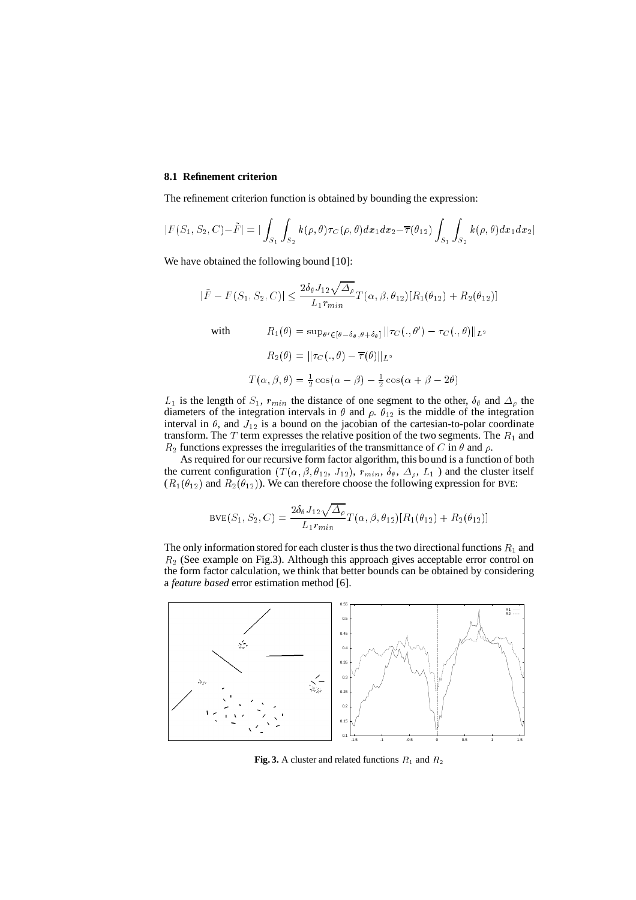### 8.1 Refinement criterion

The refinement criterion function is obtained by bounding the expression:

$$|F(S_1, S_2, C) - \tilde{F}| = |\int_{S_1}\int_{S_2} k(\rho,\theta)\tau_C(\rho,\theta)dx_1dx_2 - \overline{\tau}(\theta_{12})\int_{S_1}\int_{S_2} k(\rho,\theta)dx_1dx_2|$$

We have obtained the following bound [10]:

$$|\tilde{F} - F(S_1, S_2, C)| \leq \frac{2\delta_\theta J_{12}\sqrt{\Delta_\rho}}{L_1 r_{min}} T(\alpha,\beta,\theta_{12})[R_1(\theta_{12}) + R_2(\theta_{12})]$$

with

$$R_1(\theta) = \sup_{\theta' \in [\theta-\delta_\theta, \theta+\delta_\theta]} ||\tau_C(.,\theta') - \tau_C(.,\theta)||_{L^2}$$

$$R_2(\theta) = ||\tau_C(.,\theta) - \overline{\tau}(\theta)||_{L^2}$$

$$T(\alpha,\beta,\theta) = \tfrac{1}{2}\cos(\alpha-\beta) - \tfrac{1}{2}\cos(\alpha+\beta-2\theta)$$

$L_1$ is the length of $S_1$, $r_{min}$ the distance of one segment to the other, $\delta_\theta$ and $\Delta_\rho$ the diameters of the integration intervals in $\theta$ and $\rho$. $\theta_{12}$ is the middle of the integration interval in $\theta$, and $J_{12}$ is a bound on the jacobian of the cartesian-to-polar coordinate transform. The $T$ term expresses the relative position of the two segments. The $R_1$ and $R_2$ functions expresses the irregularities of the transmittance of $C$ in $\theta$ and $\rho$.

As required for our recursive form factor algorithm, this bound is a function of both the current configuration ($T(\alpha,\beta,\theta_{12}, J_{12})$, $r_{min}$, $\delta_\theta$, $\Delta_\rho$, $L_1$ ) and the cluster itself ($R_1(\theta_{12})$ and $R_2(\theta_{12})$). We can therefore choose the following expression for BVE:

$$\text{BVE}(S_1, S_2, C) = \frac{2\delta_\theta J_{12}\sqrt{\Delta_\rho}}{L_1 r_{min}} T(\alpha,\beta,\theta_{12})[R_1(\theta_{12}) + R_2(\theta_{12})]$$

The only information stored for each cluster is thus the two directional functions $R_1$ and $R_2$ (See example on Fig.3). Although this approach gives acceptable error control on the form factor calculation, we think that better bounds can be obtained by considering a *feature based* error estimation method [6].

**Fig. 3.** A cluster and related functions $R_1$ and $R_2$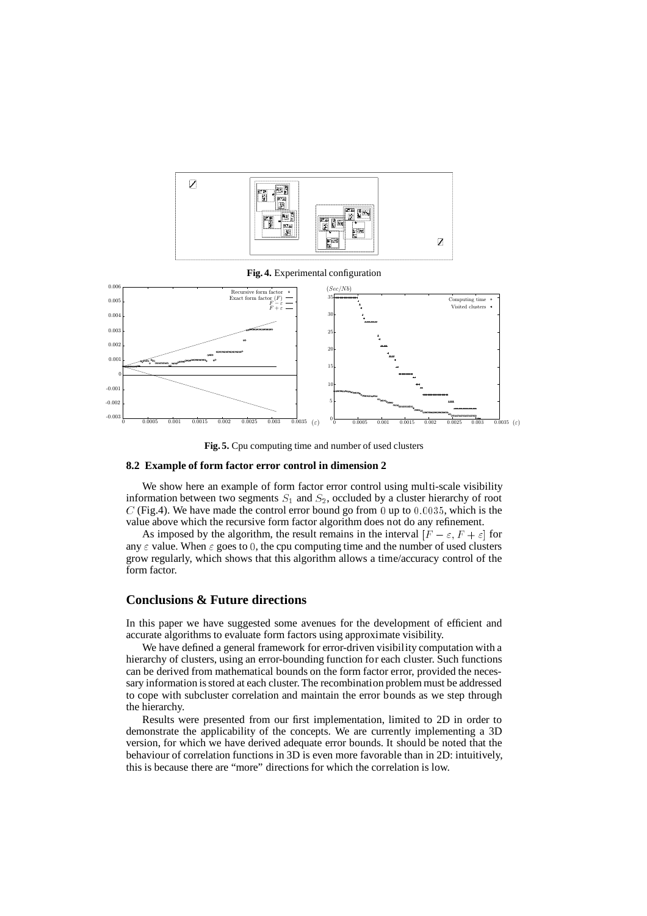**Fig. 4.** Experimental configuration

**Fig. 5.** Cpu computing time and number of used clusters

### 8.2 Example of form factor error control in dimension 2

We show here an example of form factor error control using multi-scale visibility information between two segments $S_1$ and $S_2$, occluded by a cluster hierarchy of root $C$ (Fig.4). We have made the control error bound go from $0$ up to $0.0035$, which is the value above which the recursive form factor algorithm does not do any refinement.

As imposed by the algorithm, the result remains in the interval $[F - \varepsilon, F + \varepsilon]$ for any $\varepsilon$ value. When $\varepsilon$ goes to $0$, the cpu computing time and the number of used clusters grow regularly, which shows that this algorithm allows a time/accuracy control of the form factor.

## Conclusions & Future directions

In this paper we have suggested some avenues for the development of efficient and accurate algorithms to evaluate form factors using approximate visibility.

We have defined a general framework for error-driven visibility computation with a hierarchy of clusters, using an error-bounding function for each cluster. Such functions can be derived from mathematical bounds on the form factor error, provided the necessary information is stored at each cluster. The recombination problem must be addressed to cope with subcluster correlation and maintain the error bounds as we step through the hierarchy.

Results were presented from our first implementation, limited to 2D in order to demonstrate the applicability of the concepts. We are currently implementing a 3D version, for which we have derived adequate error bounds. It should be noted that the behaviour of correlation functions in 3D is even more favorable than in 2D: intuitively, this is because there are "more" directions for which the correlation is low.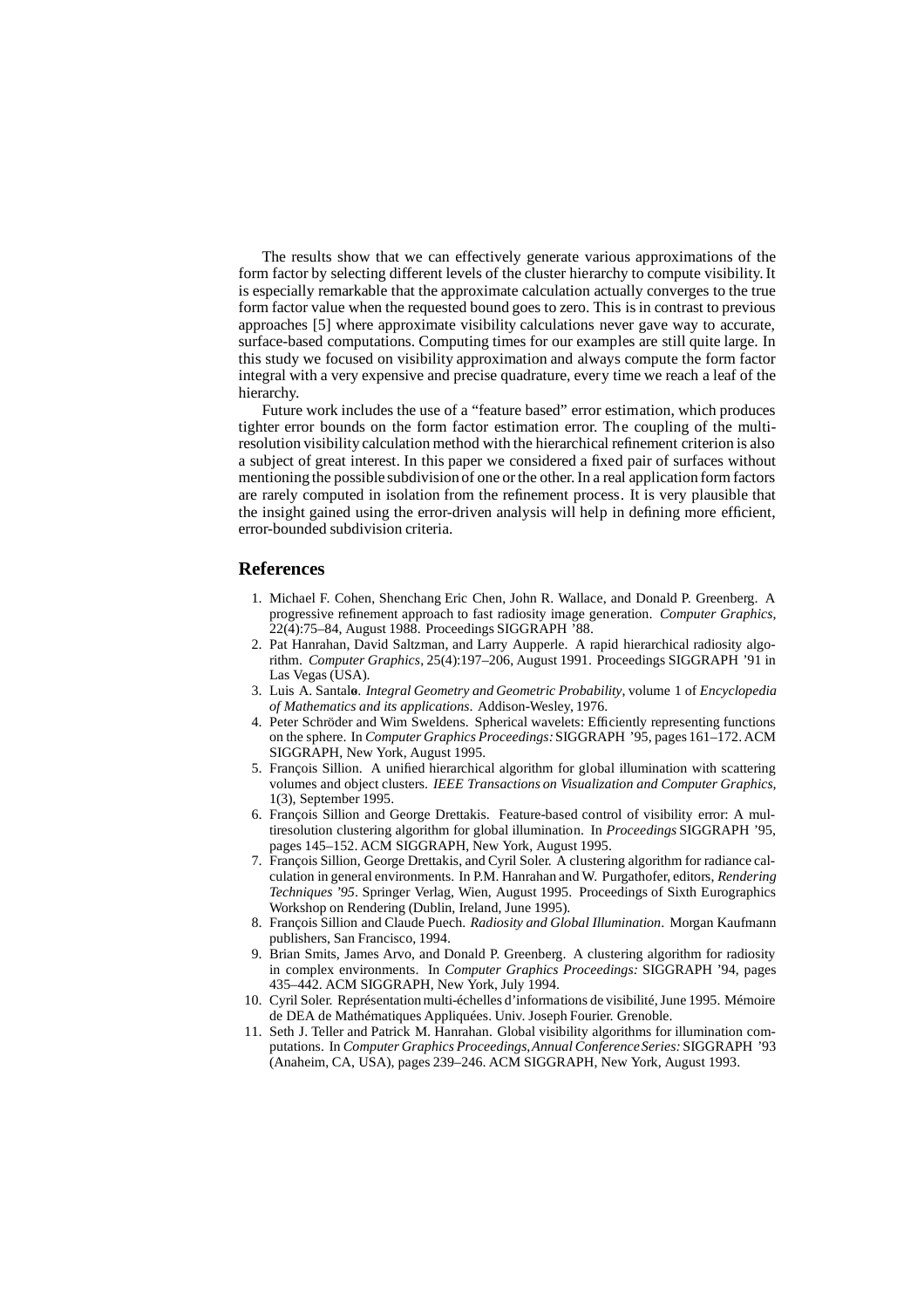The results show that we can effectively generate various approximations of the form factor by selecting different levels of the cluster hierarchy to compute visibility. It is especially remarkable that the approximate calculation actually converges to the true form factor value when the requested bound goes to zero. This is in contrast to previous approaches [5] where approximate visibility calculations never gave way to accurate, surface-based computations. Computing times for our examples are still quite large. In this study we focused on visibility approximation and always compute the form factor integral with a very expensive and precise quadrature, every time we reach a leaf of the hierarchy.

Future work includes the use of a "feature based" error estimation, which produces tighter error bounds on the form factor estimation error. The coupling of the multi-resolution visibility calculation method with the hierarchical refinement criterion is also a subject of great interest. In this paper we considered a fixed pair of surfaces without mentioning the possible subdivision of one or the other. In a real application form factors are rarely computed in isolation from the refinement process. It is very plausible that the insight gained using the error-driven analysis will help in defining more efficient, error-bounded subdivision criteria.

## References

1. Michael F. Cohen, Shenchang Eric Chen, John R. Wallace, and Donald P. Greenberg. A progressive refinement approach to fast radiosity image generation. *Computer Graphics*, 22(4):75–84, August 1988. Proceedings SIGGRAPH '88.
2. Pat Hanrahan, David Saltzman, and Larry Aupperle. A rapid hierarchical radiosity algorithm. *Computer Graphics*, 25(4):197–206, August 1991. Proceedings SIGGRAPH '91 in Las Vegas (USA).
3. Luis A. Santalo. *Integral Geometry and Geometric Probability*, volume 1 of *Encyclopedia of Mathematics and its applications*. Addison-Wesley, 1976.
4. Peter Schröder and Wim Sweldens. Spherical wavelets: Efficiently representing functions on the sphere. In *Computer Graphics Proceedings:* SIGGRAPH '95, pages 161–172. ACM SIGGRAPH, New York, August 1995.
5. François Sillion. A unified hierarchical algorithm for global illumination with scattering volumes and object clusters. *IEEE Transactions on Visualization and Computer Graphics*, 1(3), September 1995.
6. François Sillion and George Drettakis. Feature-based control of visibility error: A multiresolution clustering algorithm for global illumination. In *Proceedings* SIGGRAPH '95, pages 145–152. ACM SIGGRAPH, New York, August 1995.
7. François Sillion, George Drettakis, and Cyril Soler. A clustering algorithm for radiance calculation in general environments. In P.M. Hanrahan and W. Purgathofer, editors, *Rendering Techniques '95*. Springer Verlag, Wien, August 1995. Proceedings of Sixth Eurographics Workshop on Rendering (Dublin, Ireland, June 1995).
8. François Sillion and Claude Puech. *Radiosity and Global Illumination*. Morgan Kaufmann publishers, San Francisco, 1994.
9. Brian Smits, James Arvo, and Donald P. Greenberg. A clustering algorithm for radiosity in complex environments. In *Computer Graphics Proceedings:* SIGGRAPH '94, pages 435–442. ACM SIGGRAPH, New York, July 1994.
10. Cyril Soler. Représentation multi-échelles d'informations de visibilité, June 1995. Mémoire de DEA de Mathématiques Appliquées. Univ. Joseph Fourier. Grenoble.
11. Seth J. Teller and Patrick M. Hanrahan. Global visibility algorithms for illumination computations. In *Computer Graphics Proceedings, Annual Conference Series:* SIGGRAPH '93 (Anaheim, CA, USA), pages 239–246. ACM SIGGRAPH, New York, August 1993.